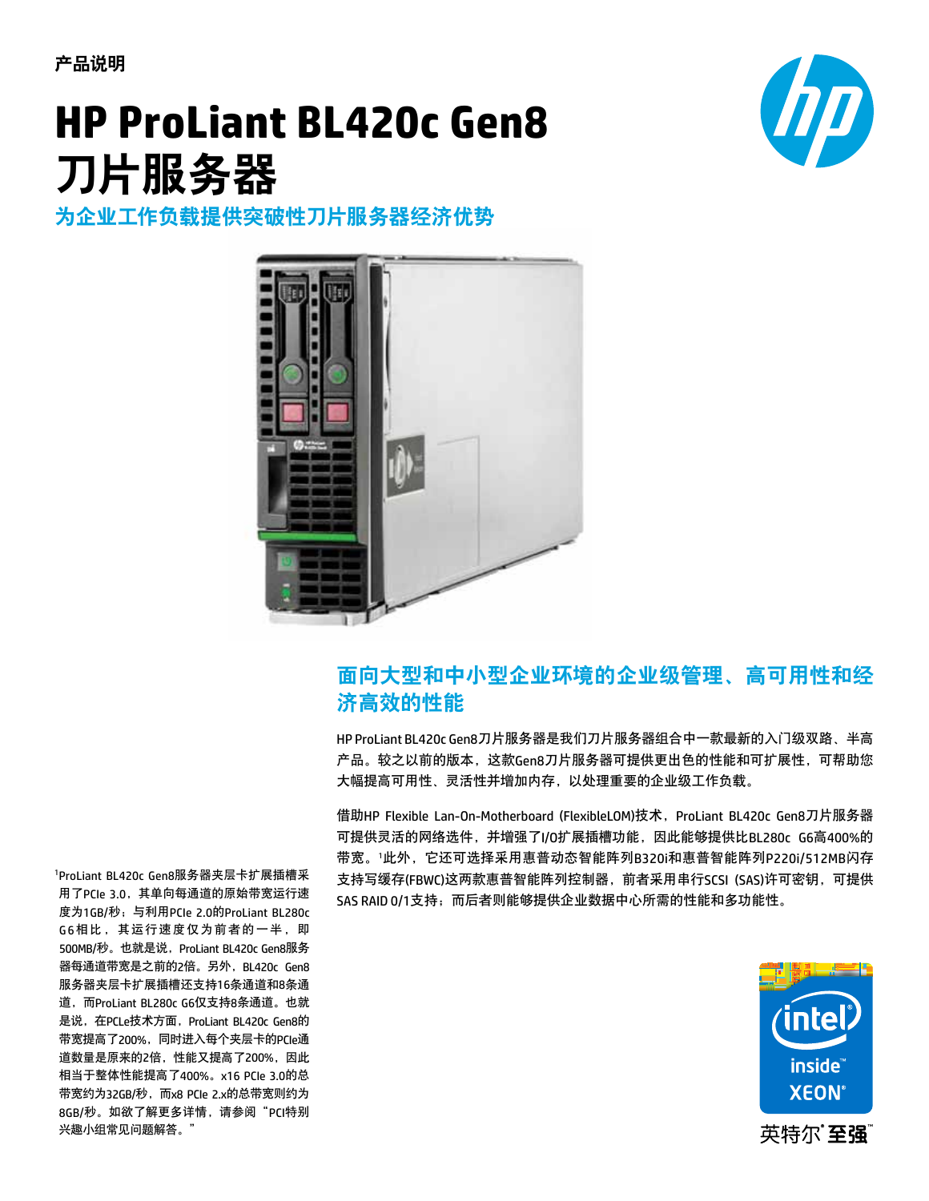产品说明

# HP ProLiant BL420c Gen8 刀片服务器

## 为企业工作负载提供突破性刀片服务器经济优势

## 面向大型和中小型企业环境的企业级管理、高可用性和经济高效的性能

HP ProLiant BL420c Gen8刀片服务器是我们刀片服务器组合中一款最新的入门级双路、半高产品。较之以前的版本，这款Gen8刀片服务器可提供更出色的性能和可扩展性，可帮助您大幅提高可用性、灵活性并增加内存，以处理重要的企业级工作负载。

借助HP Flexible Lan-On-Motherboard (FlexibleLOM)技术，ProLiant BL420c Gen8刀片服务器可提供灵活的网络选件，并增强了I/O扩展插槽功能，因此能够提供比BL280c G6高400%的带宽。[1]此外，它还可选择采用惠普动态智能阵列B320i和惠普智能阵列P220i/512MB闪存支持写缓存(FBWC)这两款惠普智能阵列控制器，前者采用串行SCSI (SAS)许可密钥，可提供SAS RAID 0/1支持；而后者则能够提供企业数据中心所需的性能和多功能性。

[1]ProLiant BL420c Gen8服务器夹层卡扩展插槽采用了PCIe 3.0，其单向每通道的原始带宽运行速度为1GB/秒；与利用PCIe 2.0的ProLiant BL280c G6相比，其运行速度仅为前者的一半，即500MB/秒。也就是说，ProLiant BL420c Gen8服务器每通道带宽是之前的2倍。另外，BL420c Gen8服务器夹层卡扩展插槽还支持16条通道和8条通道，而ProLiant BL280c G6仅支持8条通道。也就是说，在PCLe技术方面，ProLiant BL420c Gen8的带宽提高了200%，同时进入每个夹层卡的PCIe通道数量是原来的2倍，性能又提高了200%，因此相当于整体性能提高了400%。x16 PCIe 3.0的总带宽约为32GB/秒，而x8 PCIe 2.x的总带宽则约为8GB/秒。如欲了解更多详情，请参阅“PCI特别兴趣小组常见问题解答。”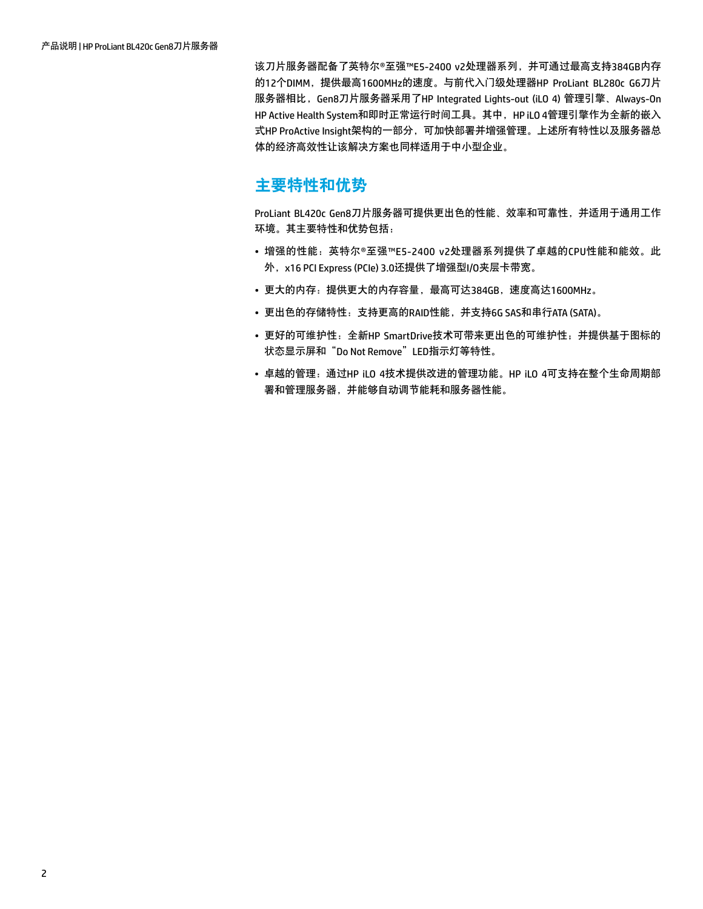该刀片服务器配备了英特尔®至强™E5-2400 v2处理器系列，并可通过最高支持384GB内存的12个DIMM，提供最高1600MHz的速度。与前代入门级处理器HP ProLiant BL280c G6刀片服务器相比，Gen8刀片服务器采用了HP Integrated Lights-out (iLO 4) 管理引擎、Always-On HP Active Health System和即时正常运行时间工具。其中，HP iLO 4管理引擎作为全新的嵌入式HP ProActive Insight架构的一部分，可加快部署并增强管理。上述所有特性以及服务器总体的经济高效性让该解决方案也同样适用于中小型企业。

## 主要特性和优势

ProLiant BL420c Gen8刀片服务器可提供更出色的性能、效率和可靠性，并适用于通用工作环境。其主要特性和优势包括：

- 增强的性能：英特尔®至强™E5-2400 v2处理器系列提供了卓越的CPU性能和能效。此外，x16 PCI Express (PCIe) 3.0还提供了增强型I/O夹层卡带宽。
- 更大的内存：提供更大的内存容量，最高可达384GB，速度高达1600MHz。
- 更出色的存储特性：支持更高的RAID性能，并支持6G SAS和串行ATA (SATA)。
- 更好的可维护性：全新HP SmartDrive技术可带来更出色的可维护性；并提供基于图标的状态显示屏和“Do Not Remove”LED指示灯等特性。
- 卓越的管理：通过HP iLO 4技术提供改进的管理功能。HP iLO 4可支持在整个生命周期部署和管理服务器，并能够自动调节能耗和服务器性能。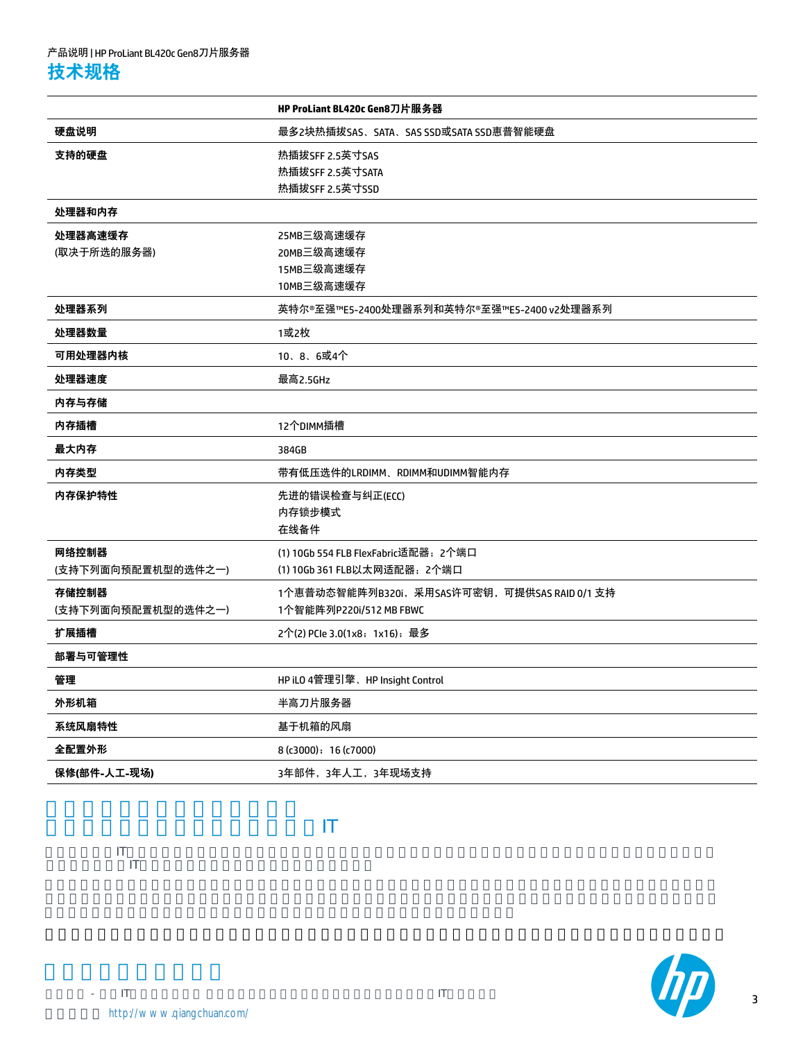## 技术规格

| | HP ProLiant BL420c Gen8刀片服务器 |
|---|---|
| **硬盘说明** | 最多2块热插拔SAS、SATA、SAS SSD或SATA SSD惠普智能硬盘 |
| **支持的硬盘** | 热插拔SFF 2.5英寸SAS<br>热插拔SFF 2.5英寸SATA<br>热插拔SFF 2.5英寸SSD |
| **处理器和内存** | |
| **处理器高速缓存**<br>(取决于所选的服务器) | 25MB三级高速缓存<br>20MB三级高速缓存<br>15MB三级高速缓存<br>10MB三级高速缓存 |
| **处理器系列** | 英特尔®至强™E5-2400处理器系列和英特尔®至强™E5-2400 v2处理器系列 |
| **处理器数量** | 1或2枚 |
| **可用处理器内核** | 10、8、6或4个 |
| **处理器速度** | 最高2.5GHz |
| **内存与存储** | |
| **内存插槽** | 12个DIMM插槽 |
| **最大内存** | 384GB |
| **内存类型** | 带有低压选件的LRDIMM、RDIMM和UDIMM智能内存 |
| **内存保护特性** | 先进的错误检查与纠正(ECC)<br>内存锁步模式<br>在线备件 |
| **网络控制器**<br>(支持下列面向预配置机型的选件之一) | (1) 10Gb 554 FLB FlexFabric适配器；2个端口<br>(1) 10Gb 361 FLB以太网适配器；2个端口 |
| **存储控制器**<br>(支持下列面向预配置机型的选件之一) | 1个惠普动态智能阵列B320i，采用SAS许可密钥，可提供SAS RAID 0/1 支持<br>1个智能阵列P220i/512 MB FBWC |
| **扩展插槽** | 2个(2) PCIe 3.0(1x8；1x16)；最多 |
| **部署与可管理性** | |
| **管理** | HP iLO 4管理引擎、HP Insight Control |
| **外形机箱** | 半高刀片服务器 |
| **系统风扇特性** | 基于机箱的风扇 |
| **全配置外形** | 8 (c3000)；16 (c7000) |
| **保修(部件-人工-现场)** | 3年部件，3年人工，3年现场支持 |

http://www.qiangchuan.com/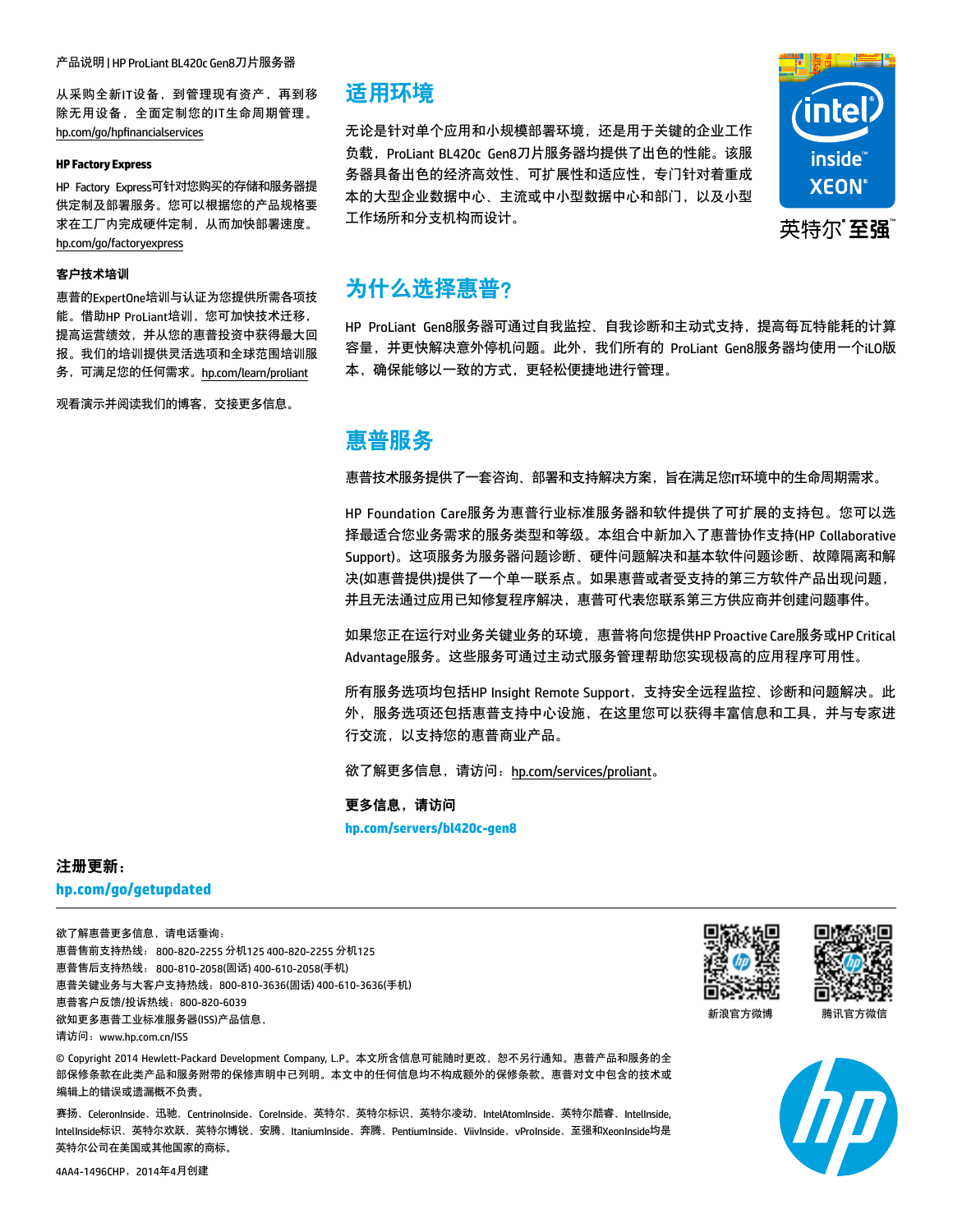从采购全新IT设备，到管理现有资产，再到移除无用设备，全面定制您的IT生命周期管理。
hp.com/go/hpfinancialservices

**HP Factory Express**

HP Factory Express可针对您购买的存储和服务器提供定制及部署服务。您可以根据您的产品规格要求在工厂内完成硬件定制，从而加快部署速度。
hp.com/go/factoryexpress

**客户技术培训**

惠普的ExpertOne培训与认证为您提供所需各项技能。借助HP ProLiant培训，您可加快技术迁移，提高运营绩效，并从您的惠普投资中获得最大回报。我们的培训提供灵活选项和全球范围培训服务，可满足您的任何需求。hp.com/learn/proliant

观看演示并阅读我们的博客，交接更多信息。

## 适用环境

无论是针对单个应用和小规模部署环境，还是用于关键的企业工作负载，ProLiant BL420c Gen8刀片服务器均提供了出色的性能。该服务器具备出色的经济高效性、可扩展性和适应性，专门针对着重成本的大型企业数据中心、主流或中小型数据中心和部门，以及小型工作场所和分支机构而设计。

英特尔®至强™

## 为什么选择惠普？

HP ProLiant Gen8服务器可通过自我监控、自我诊断和主动式支持，提高每瓦特性能耗的计算容量，并更快解决意外停机问题。此外，我们所有的 ProLiant Gen8服务器均使用一个iLO版本，确保能够以一致的方式，更轻松便捷地进行管理。

## 惠普服务

惠普技术服务提供了一套咨询、部署和支持解决方案，旨在满足您IT环境中的生命周期需求。

HP Foundation Care服务为惠普行业标准服务器和软件提供了可扩展的支持包。您可以选择最适合您业务需求的服务类型和等级。本组合中新加入了惠普协作支持(HP Collaborative Support)。这项服务为服务器问题诊断、硬件问题解决和基本软件问题诊断、故障隔离和解决(如惠普提供)提供了一个单一联系点。如果惠普或者受支持的第三方软件产品出现问题，并且无法通过应用已知修复程序解决，惠普可代表您联系第三方供应商并创建问题事件。

如果您正在运行对业务关键业务的环境，惠普将向您提供HP Proactive Care服务或HP Critical Advantage服务。这些服务可通过主动式服务管理帮助您实现极高的应用程序可用性。

所有服务选项均包括HP Insight Remote Support，支持安全远程监控、诊断和问题解决。此外，服务选项还包括惠普支持中心设施，在这里您可以获得丰富信息和工具，并与专家进行交流，以支持您的惠普商业产品。

欲了解更多信息，请访问：hp.com/services/proliant。

**更多信息，请访问**
**hp.com/servers/bl420c-gen8**

**注册更新：**
**hp.com/go/getupdated**

欲了解惠普更多信息，请电话垂询：
惠普售前支持热线： 800-820-2255 分机125 400-820-2255 分机125
惠普售后支持热线： 800-810-2058(固话) 400-610-2058(手机)
惠普关键业务与大客户支持热线：800-810-3636(固话) 400-610-3636(手机)
惠普客户反馈/投诉热线：800-820-6039
欲知更多惠普工业标准服务器(ISS)产品信息，
请访问：www.hp.com.cn/ISS

新浪官方微博　　腾讯官方微信

© Copyright 2014 Hewlett-Packard Development Company, L.P。本文所含信息可能随时更改，恕不另行通知。惠普产品和服务的全部保修条款在此类产品和服务附带的保修声明中已列明。本文中的任何信息均不构成额外的保修条款。惠普对文中包含的技术或编辑上的错误或遗漏概不负责。

赛扬、CeleronInside、迅驰、CentrinoInside、CoreInside、英特尔、英特尔标识、英特尔凌动、IntelAtomInside、英特尔酷睿、IntelInside、IntelInside标识、英特尔欢跃、英特尔博锐、安腾、ItaniumInside、奔腾、PentiumInside、ViivInside、vProInside、至强和XeonInside均是英特尔公司在美国或其他国家的商标。

4AA4-1496CHP，2014年4月创建